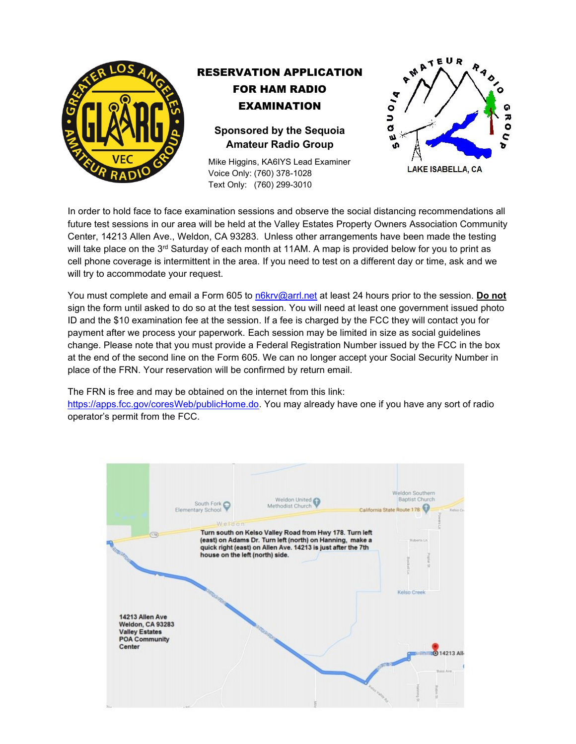# RESERVATION APPLICATION FOR HAM RADIO EXAMINATION

**Sponsored by the Sequoia Amateur Radio Group**

Mike Higgins, KA6IYS Lead Examiner
Voice Only: (760) 378-1028
Text Only: (760) 299-3010

In order to hold face to face examination sessions and observe the social distancing recommendations all future test sessions in our area will be held at the Valley Estates Property Owners Association Community Center, 14213 Allen Ave., Weldon, CA 93283. Unless other arrangements have been made the testing will take place on the 3rd Saturday of each month at 11AM. A map is provided below for you to print as cell phone coverage is intermittent in the area. If you need to test on a different day or time, ask and we will try to accommodate your request.

You must complete and email a Form 605 to n6krv@arrl.net at least 24 hours prior to the session. **Do not** sign the form until asked to do so at the test session. You will need at least one government issued photo ID and the $10 examination fee at the session. If a fee is charged by the FCC they will contact you for payment after we process your paperwork. Each session may be limited in size as social guidelines change. Please note that you must provide a Federal Registration Number issued by the FCC in the box at the end of the second line on the Form 605. We can no longer accept your Social Security Number in place of the FRN. Your reservation will be confirmed by return email.

The FRN is free and may be obtained on the internet from this link: https://apps.fcc.gov/coresWeb/publicHome.do. You may already have one if you have any sort of radio operator's permit from the FCC.

Turn south on Kelso Valley Road from Hwy 178. Turn left (east) on Adams Dr. Turn left (north) on Hanning, make a quick right (east) on Allen Ave. 14213 is just after the 7th house on the left (north) side.

14213 Allen Ave
Weldon, CA 93283
Valley Estates
POA Community
Center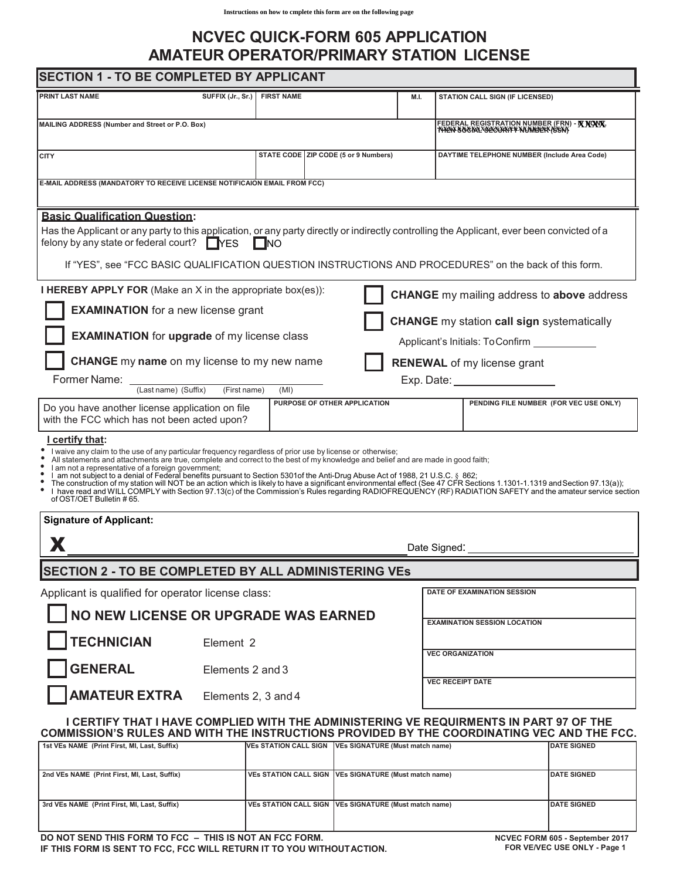Instructions on how to cmplete this form are on the following page

# NCVEC QUICK-FORM 605 APPLICATION
# AMATEUR OPERATOR/PRIMARY STATION LICENSE

## SECTION 1 - TO BE COMPLETED BY APPLICANT

| PRINT LAST NAME | SUFFIX (Jr., Sr.) | FIRST NAME | M.I. | STATION CALL SIGN (IF LICENSED) |
|---|---|---|---|---|
| | | | | |

| MAILING ADDRESS (Number and Street or P.O. Box) | FEDERAL REGISTRATION NUMBER (FRN) - IF NONE, THEN SOCIAL SECURITY NUMBER (SSN) XXXX |
|---|---|
| | |

| CITY | STATE CODE | ZIP CODE (5 or 9 Numbers) | DAYTIME TELEPHONE NUMBER (Include Area Code) |
|---|---|---|---|
| | | | |

| E-MAIL ADDRESS (MANDATORY TO RECEIVE LICENSE NOTIFICAION EMAIL FROM FCC) |
|---|
| |

**Basic Qualification Question:**

Has the Applicant or any party to this application, or any party directly or indirectly controlling the Applicant, ever been convicted of a felony by any state or federal court? ☐ YES ☐ NO

If "YES", see "FCC BASIC QUALIFICATION QUESTION INSTRUCTIONS AND PROCEDURES" on the back of this form.

**I HEREBY APPLY FOR** (Make an X in the appropriate box(es)):

☐ **EXAMINATION** for a new license grant

☐ **EXAMINATION** for **upgrade** of my license class

☐ **CHANGE** my **name** on my license to my new name

Former Name: ______________________
(Last name) (Suffix) (First name) (MI)

☐ **CHANGE** my mailing address to **above** address

☐ **CHANGE** my station **call sign** systematically

Applicant's Initials: To Confirm ___________

☐ **RENEWAL** of my license grant

Exp. Date: ______________

| Do you have another license application on file with the FCC which has not been acted upon? | PURPOSE OF OTHER APPLICATION | PENDING FILE NUMBER (FOR VEC USE ONLY) |
|---|---|---|
| | | |

**I certify that:**

- I waive any claim to the use of any particular frequency regardless of prior use by license or otherwise;
- All statements and attachments are true, complete and correct to the best of my knowledge and belief and are made in good faith;
- I am not a representative of a foreign government;
- I am not subject to a denial of Federal benefits pursuant to Section 5301of the Anti-Drug Abuse Act of 1988, 21 U.S.C. § 862;
- The construction of my station will NOT be an action which is likely to have a significant environmental effect (See 47 CFR Sections 1.1301-1.1319 and Section 97.13(a));
- I have read and WILL COMPLY with Section 97.13(c) of the Commission's Rules regarding RADIOFREQUENCY (RF) RADIATION SAFETY and the amateur service section of OST/OET Bulletin # 65.

**Signature of Applicant:**

**X** ______________________________________ Date Signed: ______________

## SECTION 2 - TO BE COMPLETED BY ALL ADMINISTERING VEs

Applicant is qualified for operator license class:

☐ **NO NEW LICENSE OR UPGRADE WAS EARNED**

☐ **TECHNICIAN** Element 2

☐ **GENERAL** Elements 2 and 3

☐ **AMATEUR EXTRA** Elements 2, 3 and 4

| DATE OF EXAMINATION SESSION |
|---|
| EXAMINATION SESSION LOCATION |
| VEC ORGANIZATION |
| VEC RECEIPT DATE |

**I CERTIFY THAT I HAVE COMPLIED WITH THE ADMINISTERING VE REQUIRMENTS IN PART 97 OF THE COMMISSION'S RULES AND WITH THE INSTRUCTIONS PROVIDED BY THE COORDINATING VEC AND THE FCC.**

| 1st VEs NAME (Print First, MI, Last, Suffix) | VEs STATION CALL SIGN | VEs SIGNATURE (Must match name) | DATE SIGNED |
|---|---|---|---|
| 2nd VEs NAME (Print First, MI, Last, Suffix) | VEs STATION CALL SIGN | VEs SIGNATURE (Must match name) | DATE SIGNED |
| 3rd VEs NAME (Print First, MI, Last, Suffix) | VEs STATION CALL SIGN | VEs SIGNATURE (Must match name) | DATE SIGNED |

**DO NOT SEND THIS FORM TO FCC – THIS IS NOT AN FCC FORM.**
**IF THIS FORM IS SENT TO FCC, FCC WILL RETURN IT TO YOU WITHOUT ACTION.**

**NCVEC FORM 605 - September 2017**
**FOR VE/VEC USE ONLY - Page 1**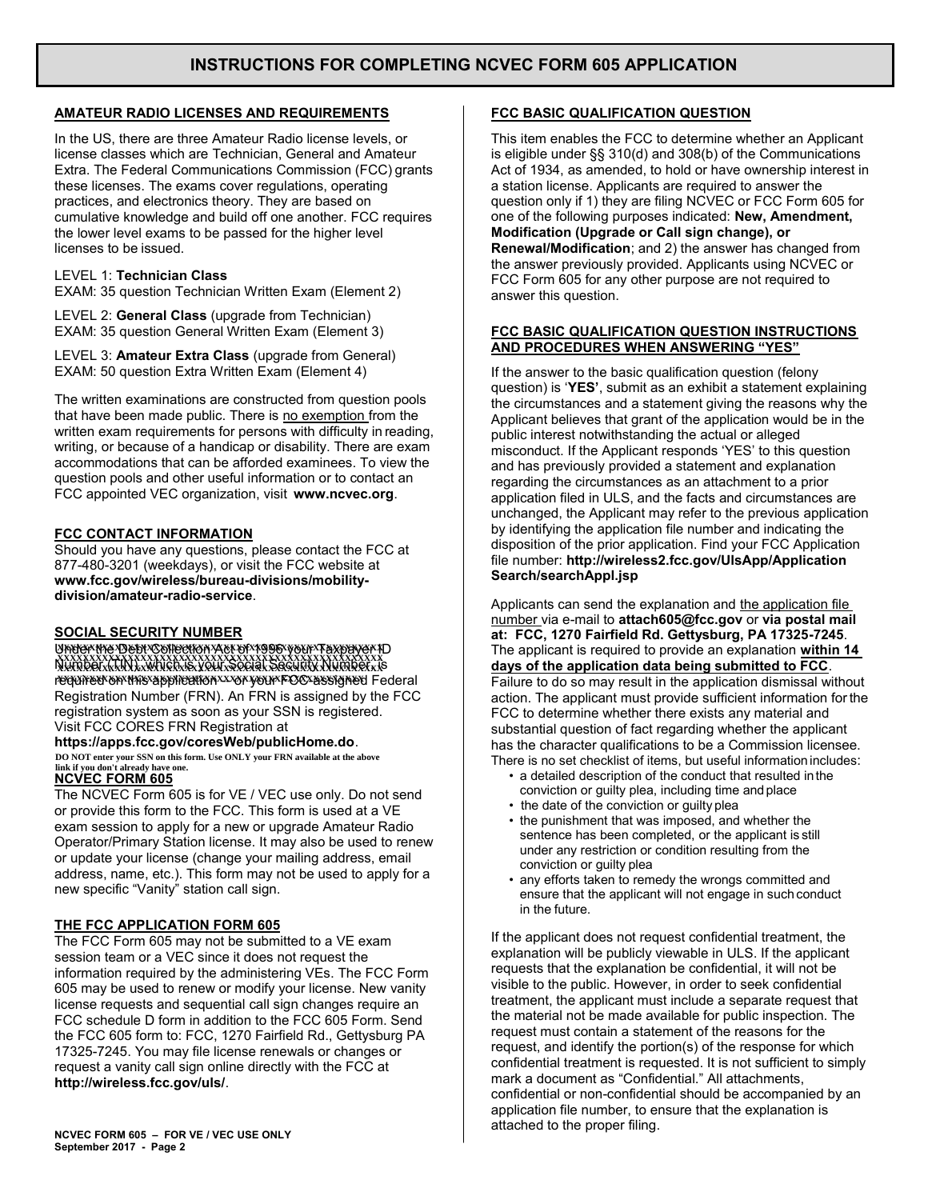# INSTRUCTIONS FOR COMPLETING NCVEC FORM 605 APPLICATION

## AMATEUR RADIO LICENSES AND REQUIREMENTS

In the US, there are three Amateur Radio license levels, or license classes which are Technician, General and Amateur Extra. The Federal Communications Commission (FCC) grants these licenses. The exams cover regulations, operating practices, and electronics theory. They are based on cumulative knowledge and build off one another. FCC requires the lower level exams to be passed for the higher level licenses to be issued.

LEVEL 1: **Technician Class**
EXAM: 35 question Technician Written Exam (Element 2)

LEVEL 2: **General Class** (upgrade from Technician)
EXAM: 35 question General Written Exam (Element 3)

LEVEL 3: **Amateur Extra Class** (upgrade from General)
EXAM: 50 question Extra Written Exam (Element 4)

The written examinations are constructed from question pools that have been made public. There is no exemption from the written exam requirements for persons with difficulty in reading, writing, or because of a handicap or disability. There are exam accommodations that can be afforded examinees. To view the question pools and other useful information or to contact an FCC appointed VEC organization, visit **www.ncvec.org**.

## FCC CONTACT INFORMATION

Should you have any questions, please contact the FCC at 877-480-3201 (weekdays), or visit the FCC website at **www.fcc.gov/wireless/bureau-divisions/mobility-division/amateur-radio-service**.

## SOCIAL SECURITY NUMBER

Under the Debt Collection Act of 1996 your Taxpayer ID Number (TIN), which is your Social Security Number, is required on this application or your FCC-assigned Federal Registration Number (FRN). An FRN is assigned by the FCC registration system as soon as your SSN is registered. Visit FCC CORES FRN Registration at **https://apps.fcc.gov/coresWeb/publicHome.do**.

**DO NOT enter your SSN on this form. Use ONLY your FRN available at the above link if you don't already have one.**

## NCVEC FORM 605

The NCVEC Form 605 is for VE / VEC use only. Do not send or provide this form to the FCC. This form is used at a VE exam session to apply for a new or upgrade Amateur Radio Operator/Primary Station license. It may also be used to renew or update your license (change your mailing address, email address, name, etc.). This form may not be used to apply for a new specific "Vanity" station call sign.

## THE FCC APPLICATION FORM 605

The FCC Form 605 may not be submitted to a VE exam session team or a VEC since it does not request the information required by the administering VEs. The FCC Form 605 may be used to renew or modify your license. New vanity license requests and sequential call sign changes require an FCC schedule D form in addition to the FCC 605 Form. Send the FCC 605 form to: FCC, 1270 Fairfield Rd., Gettysburg PA 17325-7245. You may file license renewals or changes or request a vanity call sign online directly with the FCC at **http://wireless.fcc.gov/uls/**.

## FCC BASIC QUALIFICATION QUESTION

This item enables the FCC to determine whether an Applicant is eligible under §§ 310(d) and 308(b) of the Communications Act of 1934, as amended, to hold or have ownership interest in a station license. Applicants are required to answer the question only if 1) they are filing NCVEC or FCC Form 605 for one of the following purposes indicated: **New, Amendment, Modification (Upgrade or Call sign change), or Renewal/Modification**; and 2) the answer has changed from the answer previously provided. Applicants using NCVEC or FCC Form 605 for any other purpose are not required to answer this question.

## FCC BASIC QUALIFICATION QUESTION INSTRUCTIONS AND PROCEDURES WHEN ANSWERING "YES"

If the answer to the basic qualification question (felony question) is '**YES'**, submit as an exhibit a statement explaining the circumstances and a statement giving the reasons why the Applicant believes that grant of the application would be in the public interest notwithstanding the actual or alleged misconduct. If the Applicant responds 'YES' to this question and has previously provided a statement and explanation regarding the circumstances as an attachment to a prior application filed in ULS, and the facts and circumstances are unchanged, the Applicant may refer to the previous application by identifying the application file number and indicating the disposition of the prior application. Find your FCC Application file number: **http://wireless2.fcc.gov/UlsApp/Application Search/searchAppl.jsp**

Applicants can send the explanation and the application file number via e-mail to **attach605@fcc.gov** or **via postal mail at: FCC, 1270 Fairfield Rd. Gettysburg, PA 17325-7245**. The applicant is required to provide an explanation **within 14 days of the application data being submitted to FCC**. Failure to do so may result in the application dismissal without action. The applicant must provide sufficient information for the FCC to determine whether there exists any material and substantial question of fact regarding whether the applicant has the character qualifications to be a Commission licensee. There is no set checklist of items, but useful information includes:

- a detailed description of the conduct that resulted in the conviction or guilty plea, including time and place
- the date of the conviction or guilty plea
- the punishment that was imposed, and whether the sentence has been completed, or the applicant is still under any restriction or condition resulting from the conviction or guilty plea
- any efforts taken to remedy the wrongs committed and ensure that the applicant will not engage in such conduct in the future.

If the applicant does not request confidential treatment, the explanation will be publicly viewable in ULS. If the applicant requests that the explanation be confidential, it will not be visible to the public. However, in order to seek confidential treatment, the applicant must include a separate request that the material not be made available for public inspection. The request must contain a statement of the reasons for the request, and identify the portion(s) of the response for which confidential treatment is requested. It is not sufficient to simply mark a document as "Confidential." All attachments, confidential or non-confidential should be accompanied by an application file number, to ensure that the explanation is attached to the proper filing.